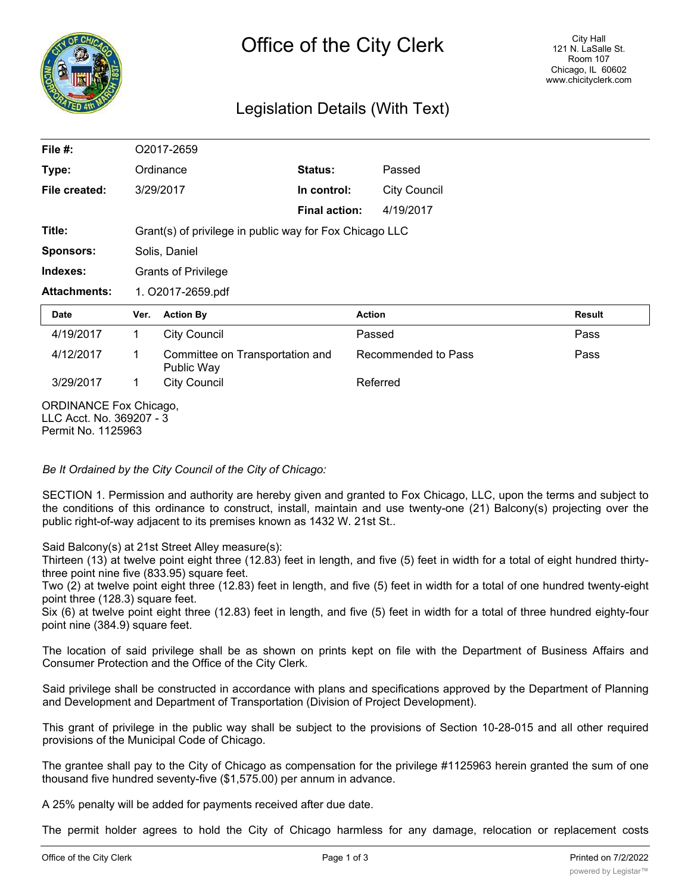# Office of the City Clerk

City Hall
121 N. LaSalle St.
Room 107
Chicago, IL 60602
www.chicityclerk.com

## Legislation Details (With Text)

| | | | |
|---|---|---|---|
| **File #:** | O2017-2659 | | |
| **Type:** | Ordinance | **Status:** | Passed |
| **File created:** | 3/29/2017 | **In control:** | City Council |
| | | **Final action:** | 4/19/2017 |
| **Title:** | Grant(s) of privilege in public way for Fox Chicago LLC | | |
| **Sponsors:** | Solis, Daniel | | |
| **Indexes:** | Grants of Privilege | | |
| **Attachments:** | 1. O2017-2659.pdf | | |

| Date | Ver. | Action By | Action | Result |
|---|---|---|---|---|
| 4/19/2017 | 1 | City Council | Passed | Pass |
| 4/12/2017 | 1 | Committee on Transportation and Public Way | Recommended to Pass | Pass |
| 3/29/2017 | 1 | City Council | Referred | |

ORDINANCE Fox Chicago,
LLC Acct. No. 369207 - 3
Permit No. 1125963

*Be It Ordained by the City Council of the City of Chicago:*

SECTION 1. Permission and authority are hereby given and granted to Fox Chicago, LLC, upon the terms and subject to the conditions of this ordinance to construct, install, maintain and use twenty-one (21) Balcony(s) projecting over the public right-of-way adjacent to its premises known as 1432 W. 21st St..

Said Balcony(s) at 21st Street Alley measure(s):
Thirteen (13) at twelve point eight three (12.83) feet in length, and five (5) feet in width for a total of eight hundred thirty-three point nine five (833.95) square feet.
Two (2) at twelve point eight three (12.83) feet in length, and five (5) feet in width for a total of one hundred twenty-eight point three (128.3) square feet.
Six (6) at twelve point eight three (12.83) feet in length, and five (5) feet in width for a total of three hundred eighty-four point nine (384.9) square feet.

The location of said privilege shall be as shown on prints kept on file with the Department of Business Affairs and Consumer Protection and the Office of the City Clerk.

Said privilege shall be constructed in accordance with plans and specifications approved by the Department of Planning and Development and Department of Transportation (Division of Project Development).

This grant of privilege in the public way shall be subject to the provisions of Section 10-28-015 and all other required provisions of the Municipal Code of Chicago.

The grantee shall pay to the City of Chicago as compensation for the privilege #1125963 herein granted the sum of one thousand five hundred seventy-five ($1,575.00) per annum in advance.

A 25% penalty will be added for payments received after due date.

The permit holder agrees to hold the City of Chicago harmless for any damage, relocation or replacement costs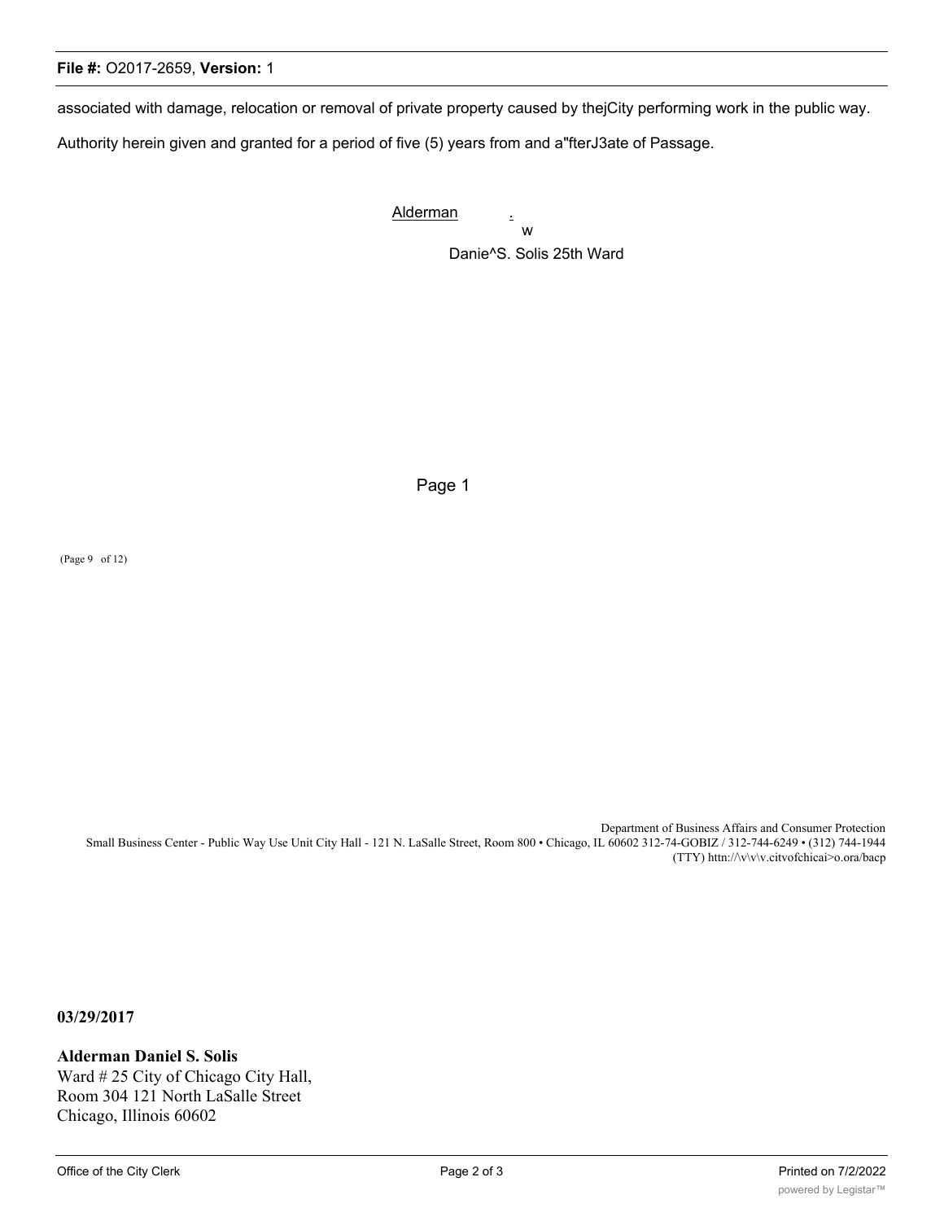associated with damage, relocation or removal of private property caused by thejCity performing work in the public way.

Authority herein given and granted for a period of five (5) years from and a"fterJ3ate of Passage.

Alderman .
w

Danie^S. Solis 25th Ward

Page 1

(Page 9 of 12)

Department of Business Affairs and Consumer Protection
Small Business Center - Public Way Use Unit City Hall - 121 N. LaSalle Street, Room 800 • Chicago, IL 60602 312-74-GOBIZ / 312-744-6249 • (312) 744-1944 (TTY) httn://\v\v\v.citvofchicai>o.ora/bacp

**03/29/2017**

**Alderman Daniel S. Solis**
Ward # 25 City of Chicago City Hall,
Room 304 121 North LaSalle Street
Chicago, Illinois 60602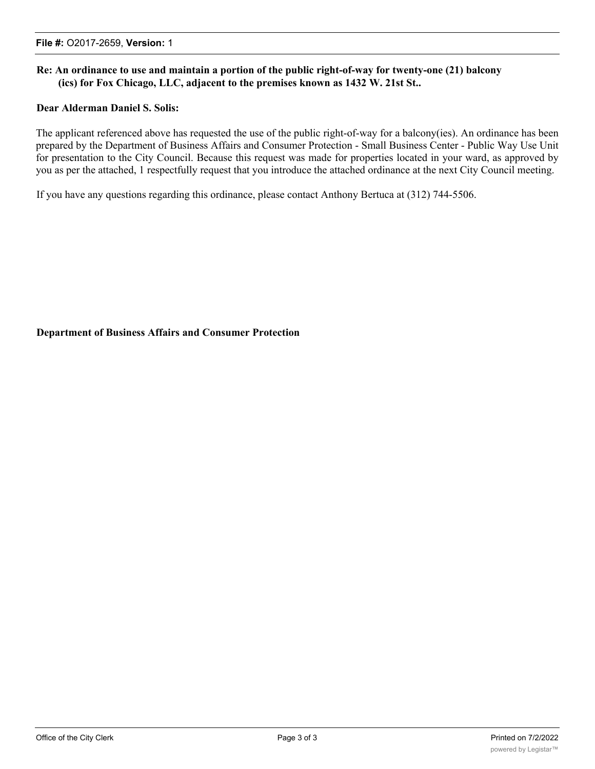**Re: An ordinance to use and maintain a portion of the public right-of-way for twenty-one (21) balcony (ics) for Fox Chicago, LLC, adjacent to the premises known as 1432 W. 21st St..**

**Dear Alderman Daniel S. Solis:**

The applicant referenced above has requested the use of the public right-of-way for a balcony(ies). An ordinance has been prepared by the Department of Business Affairs and Consumer Protection - Small Business Center - Public Way Use Unit for presentation to the City Council. Because this request was made for properties located in your ward, as approved by you as per the attached, 1 respectfully request that you introduce the attached ordinance at the next City Council meeting.

If you have any questions regarding this ordinance, please contact Anthony Bertuca at (312) 744-5506.

**Department of Business Affairs and Consumer Protection**